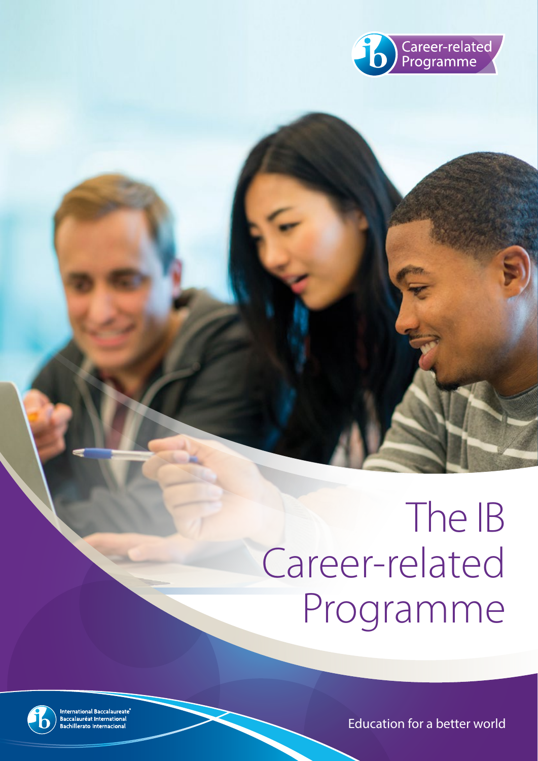Career-related Programme

# The IB Career-related Programme

International Baccalaureate®
Baccalauréat International
Bachillerato Internacional

Education for a better world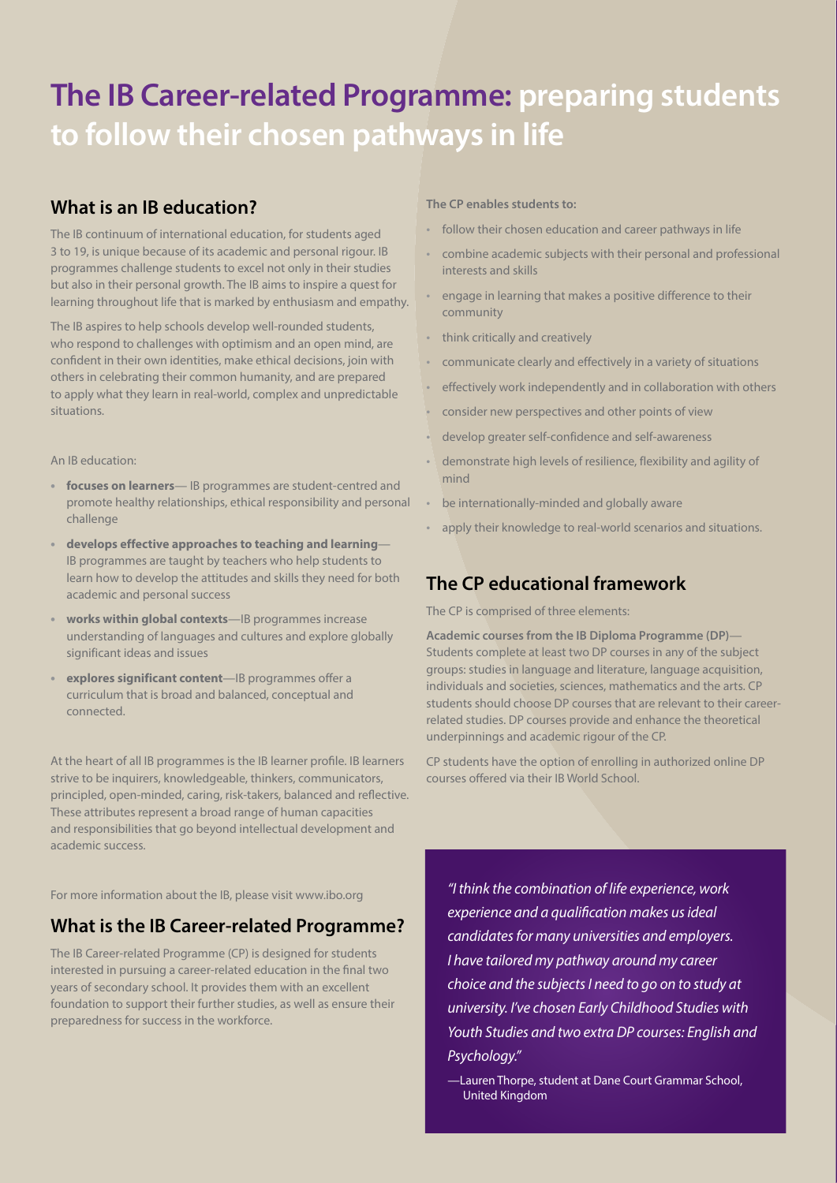# The IB Career-related Programme: preparing students to follow their chosen pathways in life

## What is an IB education?

The IB continuum of international education, for students aged 3 to 19, is unique because of its academic and personal rigour. IB programmes challenge students to excel not only in their studies but also in their personal growth. The IB aims to inspire a quest for learning throughout life that is marked by enthusiasm and empathy.

The IB aspires to help schools develop well-rounded students, who respond to challenges with optimism and an open mind, are confident in their own identities, make ethical decisions, join with others in celebrating their common humanity, and are prepared to apply what they learn in real-world, complex and unpredictable situations.

An IB education:

- **focuses on learners**— IB programmes are student-centred and promote healthy relationships, ethical responsibility and personal challenge
- **develops effective approaches to teaching and learning**— IB programmes are taught by teachers who help students to learn how to develop the attitudes and skills they need for both academic and personal success
- **works within global contexts**—IB programmes increase understanding of languages and cultures and explore globally significant ideas and issues
- **explores significant content**—IB programmes offer a curriculum that is broad and balanced, conceptual and connected.

At the heart of all IB programmes is the IB learner profile. IB learners strive to be inquirers, knowledgeable, thinkers, communicators, principled, open-minded, caring, risk-takers, balanced and reflective. These attributes represent a broad range of human capacities and responsibilities that go beyond intellectual development and academic success.

For more information about the IB, please visit www.ibo.org

## What is the IB Career-related Programme?

The IB Career-related Programme (CP) is designed for students interested in pursuing a career-related education in the final two years of secondary school. It provides them with an excellent foundation to support their further studies, as well as ensure their preparedness for success in the workforce.

**The CP enables students to:**

- follow their chosen education and career pathways in life
- combine academic subjects with their personal and professional interests and skills
- engage in learning that makes a positive difference to their community
- think critically and creatively
- communicate clearly and effectively in a variety of situations
- effectively work independently and in collaboration with others
- consider new perspectives and other points of view
- develop greater self-confidence and self-awareness
- demonstrate high levels of resilience, flexibility and agility of mind
- be internationally-minded and globally aware
- apply their knowledge to real-world scenarios and situations.

## The CP educational framework

The CP is comprised of three elements:

**Academic courses from the IB Diploma Programme (DP)**—Students complete at least two DP courses in any of the subject groups: studies in language and literature, language acquisition, individuals and societies, sciences, mathematics and the arts. CP students should choose DP courses that are relevant to their career-related studies. DP courses provide and enhance the theoretical underpinnings and academic rigour of the CP.

CP students have the option of enrolling in authorized online DP courses offered via their IB World School.

*"I think the combination of life experience, work experience and a qualification makes us ideal candidates for many universities and employers. I have tailored my pathway around my career choice and the subjects I need to go on to study at university. I've chosen Early Childhood Studies with Youth Studies and two extra DP courses: English and Psychology."*

—Lauren Thorpe, student at Dane Court Grammar School, United Kingdom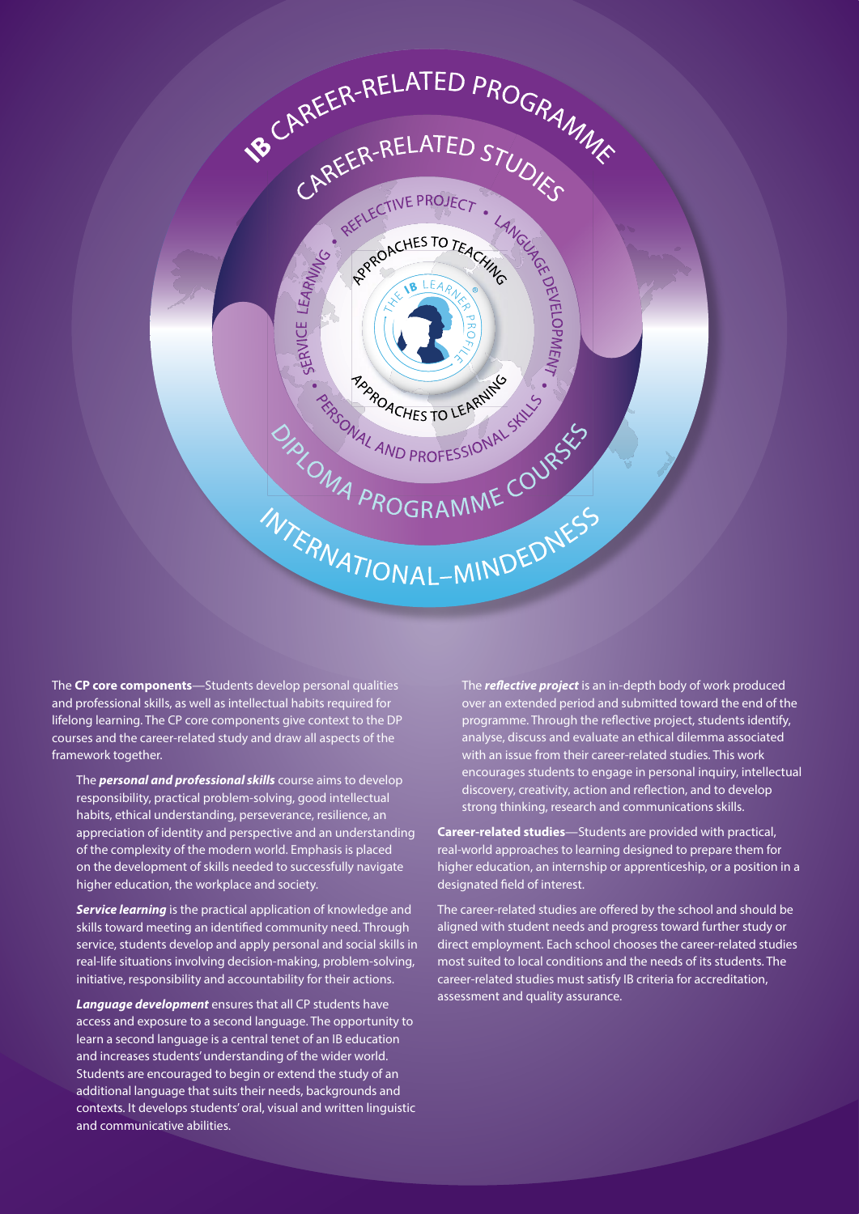The **CP core components**—Students develop personal qualities and professional skills, as well as intellectual habits required for lifelong learning. The CP core components give context to the DP courses and the career-related study and draw all aspects of the framework together.

The ***personal and professional skills*** course aims to develop responsibility, practical problem-solving, good intellectual habits, ethical understanding, perseverance, resilience, an appreciation of identity and perspective and an understanding of the complexity of the modern world. Emphasis is placed on the development of skills needed to successfully navigate higher education, the workplace and society.

***Service learning*** is the practical application of knowledge and skills toward meeting an identified community need. Through service, students develop and apply personal and social skills in real-life situations involving decision-making, problem-solving, initiative, responsibility and accountability for their actions.

***Language development*** ensures that all CP students have access and exposure to a second language. The opportunity to learn a second language is a central tenet of an IB education and increases students' understanding of the wider world. Students are encouraged to begin or extend the study of an additional language that suits their needs, backgrounds and contexts. It develops students' oral, visual and written linguistic and communicative abilities.

The ***reflective project*** is an in-depth body of work produced over an extended period and submitted toward the end of the programme. Through the reflective project, students identify, analyse, discuss and evaluate an ethical dilemma associated with an issue from their career-related studies. This work encourages students to engage in personal inquiry, intellectual discovery, creativity, action and reflection, and to develop strong thinking, research and communications skills.

**Career-related studies**—Students are provided with practical, real-world approaches to learning designed to prepare them for higher education, an internship or apprenticeship, or a position in a designated field of interest.

The career-related studies are offered by the school and should be aligned with student needs and progress toward further study or direct employment. Each school chooses the career-related studies most suited to local conditions and the needs of its students. The career-related studies must satisfy IB criteria for accreditation, assessment and quality assurance.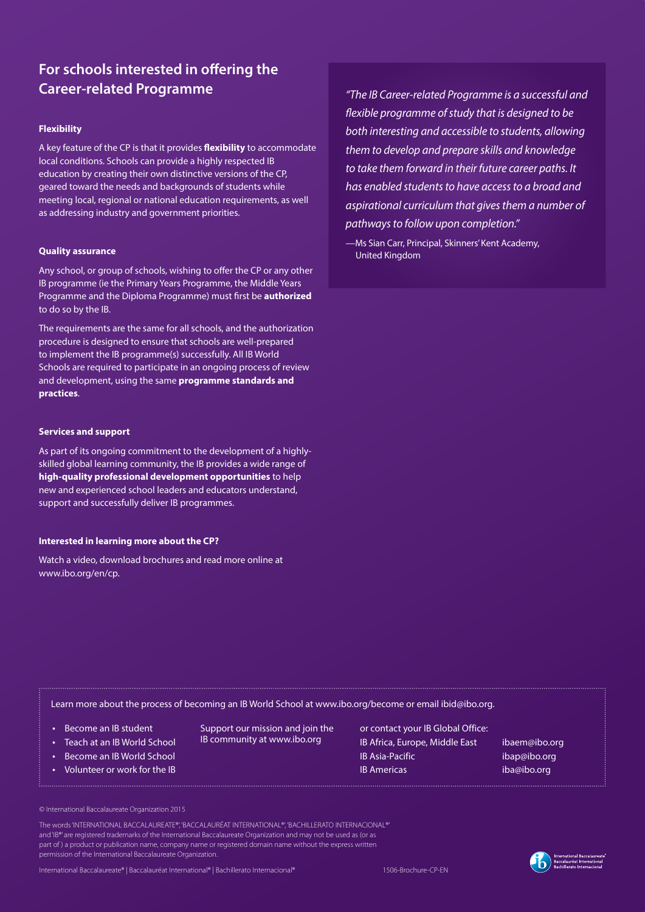## For schools interested in offering the Career-related Programme

### Flexibility

A key feature of the CP is that it provides **flexibility** to accommodate local conditions. Schools can provide a highly respected IB education by creating their own distinctive versions of the CP, geared toward the needs and backgrounds of students while meeting local, regional or national education requirements, as well as addressing industry and government priorities.

### Quality assurance

Any school, or group of schools, wishing to offer the CP or any other IB programme (ie the Primary Years Programme, the Middle Years Programme and the Diploma Programme) must first be **authorized** to do so by the IB.

The requirements are the same for all schools, and the authorization procedure is designed to ensure that schools are well-prepared to implement the IB programme(s) successfully. All IB World Schools are required to participate in an ongoing process of review and development, using the same **programme standards and practices**.

### Services and support

As part of its ongoing commitment to the development of a highly-skilled global learning community, the IB provides a wide range of **high-quality professional development opportunities** to help new and experienced school leaders and educators understand, support and successfully deliver IB programmes.

### Interested in learning more about the CP?

Watch a video, download brochures and read more online at www.ibo.org/en/cp.

*"The IB Career-related Programme is a successful and flexible programme of study that is designed to be both interesting and accessible to students, allowing them to develop and prepare skills and knowledge to take them forward in their future career paths. It has enabled students to have access to a broad and aspirational curriculum that gives them a number of pathways to follow upon completion."*

—Ms Sian Carr, Principal, Skinners' Kent Academy, United Kingdom

Learn more about the process of becoming an IB World School at www.ibo.org/become or email ibid@ibo.org.

- Become an IB student
- Teach at an IB World School
- Become an IB World School
- Volunteer or work for the IB

Support our mission and join the IB community at www.ibo.org

or contact your IB Global Office:

| | |
|---|---|
| IB Africa, Europe, Middle East | ibaem@ibo.org |
| IB Asia-Pacific | ibap@ibo.org |
| IB Americas | iba@ibo.org |

© International Baccalaureate Organization 2015

The words 'INTERNATIONAL BACCALAUREATE®', 'BACCALAURÉAT INTERNATIONAL®', 'BACHILLERATO INTERNACIONAL®' and 'IB®' are registered trademarks of the International Baccalaureate Organization and may not be used as (or as part of ) a product or publication name, company name or registered domain name without the express written permission of the International Baccalaureate Organization.

International Baccalaureate® | Baccalauréat International® | Bachillerato Internacional®

1506-Brochure-CP-EN